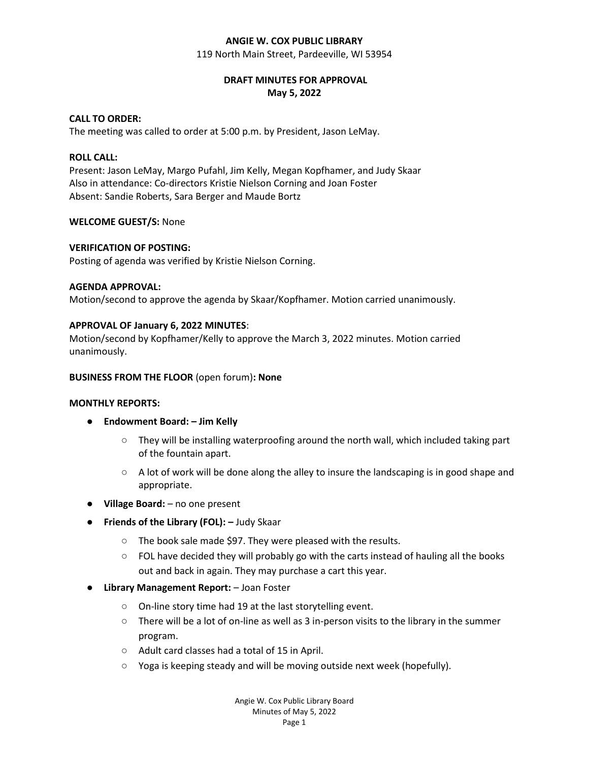**ANGIE W. COX PUBLIC LIBRARY**
119 North Main Street, Pardeeville, WI 53954

**DRAFT MINUTES FOR APPROVAL**
**May 5, 2022**

**CALL TO ORDER:**
The meeting was called to order at 5:00 p.m. by President, Jason LeMay.

**ROLL CALL:**
Present: Jason LeMay, Margo Pufahl, Jim Kelly, Megan Kopfhamer, and Judy Skaar
Also in attendance: Co-directors Kristie Nielson Corning and Joan Foster
Absent: Sandie Roberts, Sara Berger and Maude Bortz

**WELCOME GUEST/S:** None

**VERIFICATION OF POSTING:**
Posting of agenda was verified by Kristie Nielson Corning.

**AGENDA APPROVAL:**
Motion/second to approve the agenda by Skaar/Kopfhamer. Motion carried unanimously.

**APPROVAL OF January 6, 2022 MINUTES**:
Motion/second by Kopfhamer/Kelly to approve the March 3, 2022 minutes. Motion carried unanimously.

**BUSINESS FROM THE FLOOR** (open forum)**: None**

**MONTHLY REPORTS:**

- **Endowment Board: – Jim Kelly**
  - They will be installing waterproofing around the north wall, which included taking part of the fountain apart.
  - A lot of work will be done along the alley to insure the landscaping is in good shape and appropriate.
- **Village Board:** – no one present
- **Friends of the Library (FOL): –** Judy Skaar
  - The book sale made $97. They were pleased with the results.
  - FOL have decided they will probably go with the carts instead of hauling all the books out and back in again. They may purchase a cart this year.
- **Library Management Report:** – Joan Foster
  - On-line story time had 19 at the last storytelling event.
  - There will be a lot of on-line as well as 3 in-person visits to the library in the summer program.
  - Adult card classes had a total of 15 in April.
  - Yoga is keeping steady and will be moving outside next week (hopefully).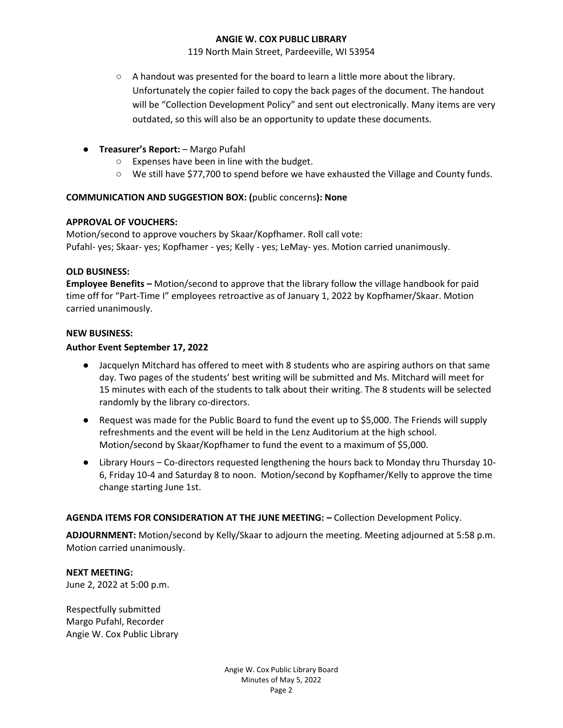- A handout was presented for the board to learn a little more about the library. Unfortunately the copier failed to copy the back pages of the document. The handout will be "Collection Development Policy" and sent out electronically. Many items are very outdated, so this will also be an opportunity to update these documents.

- **Treasurer's Report:** – Margo Pufahl
  - Expenses have been in line with the budget.
  - We still have $77,700 to spend before we have exhausted the Village and County funds.

**COMMUNICATION AND SUGGESTION BOX: (**public concerns**): None**

**APPROVAL OF VOUCHERS:**
Motion/second to approve vouchers by Skaar/Kopfhamer. Roll call vote:
Pufahl- yes; Skaar- yes; Kopfhamer - yes; Kelly - yes; LeMay- yes. Motion carried unanimously.

**OLD BUSINESS:**
**Employee Benefits –** Motion/second to approve that the library follow the village handbook for paid time off for "Part-Time I" employees retroactive as of January 1, 2022 by Kopfhamer/Skaar. Motion carried unanimously.

**NEW BUSINESS:**

**Author Event September 17, 2022**

- Jacquelyn Mitchard has offered to meet with 8 students who are aspiring authors on that same day. Two pages of the students' best writing will be submitted and Ms. Mitchard will meet for 15 minutes with each of the students to talk about their writing. The 8 students will be selected randomly by the library co-directors.
- Request was made for the Public Board to fund the event up to $5,000. The Friends will supply refreshments and the event will be held in the Lenz Auditorium at the high school. Motion/second by Skaar/Kopfhamer to fund the event to a maximum of $5,000.
- Library Hours – Co-directors requested lengthening the hours back to Monday thru Thursday 10-6, Friday 10-4 and Saturday 8 to noon. Motion/second by Kopfhamer/Kelly to approve the time change starting June 1st.

**AGENDA ITEMS FOR CONSIDERATION AT THE JUNE MEETING: –** Collection Development Policy.

**ADJOURNMENT:** Motion/second by Kelly/Skaar to adjourn the meeting. Meeting adjourned at 5:58 p.m. Motion carried unanimously.

**NEXT MEETING:**
June 2, 2022 at 5:00 p.m.

Respectfully submitted
Margo Pufahl, Recorder
Angie W. Cox Public Library